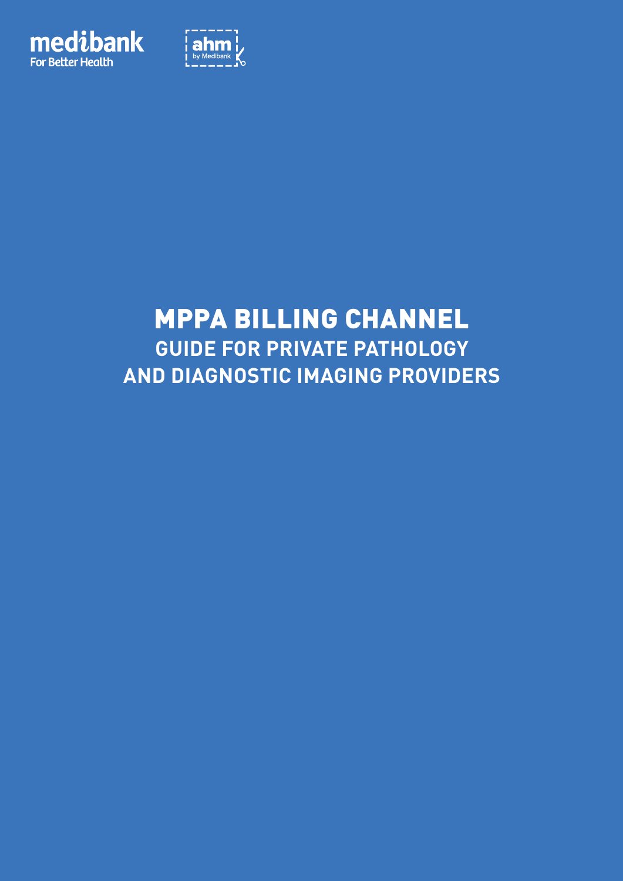medibank
For Better Health

ahm
by Medibank

# MPPA BILLING CHANNEL

## GUIDE FOR PRIVATE PATHOLOGY AND DIAGNOSTIC IMAGING PROVIDERS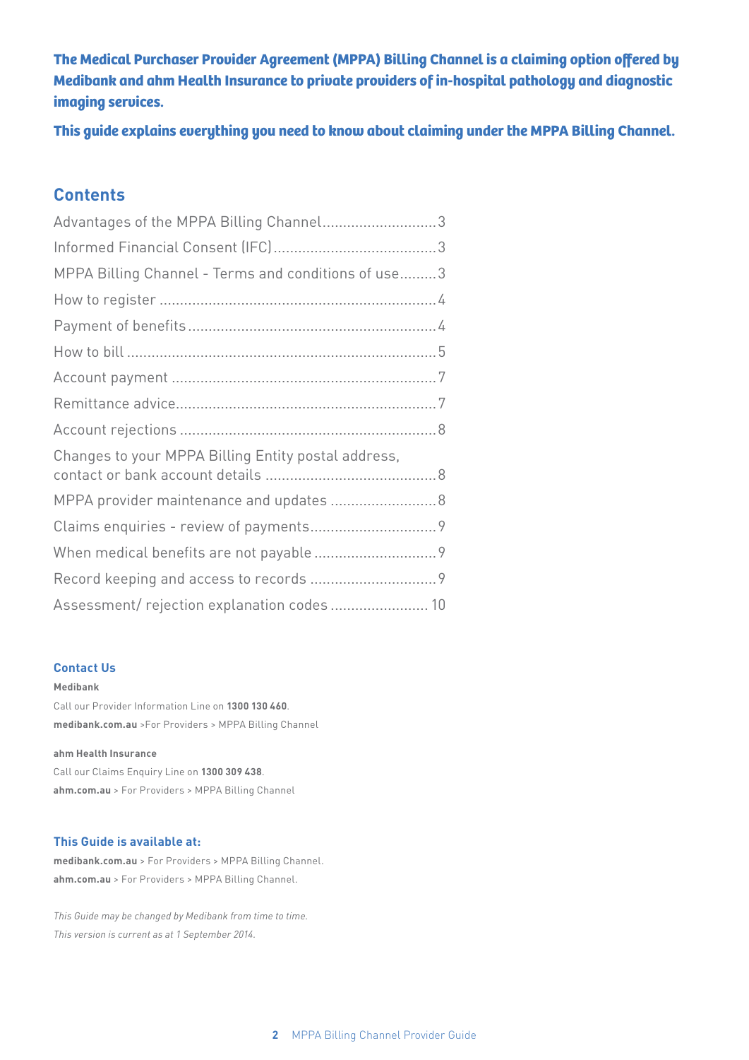**The Medical Purchaser Provider Agreement (MPPA) Billing Channel is a claiming option offered by Medibank and ahm Health Insurance to private providers of in-hospital pathology and diagnostic imaging services.**

**This guide explains everything you need to know about claiming under the MPPA Billing Channel.**

## Contents

| | |
|---|---|
| Advantages of the MPPA Billing Channel | 3 |
| Informed Financial Consent (IFC) | 3 |
| MPPA Billing Channel - Terms and conditions of use | 3 |
| How to register | 4 |
| Payment of benefits | 4 |
| How to bill | 5 |
| Account payment | 7 |
| Remittance advice | 7 |
| Account rejections | 8 |
| Changes to your MPPA Billing Entity postal address, contact or bank account details | 8 |
| MPPA provider maintenance and updates | 8 |
| Claims enquiries - review of payments | 9 |
| When medical benefits are not payable | 9 |
| Record keeping and access to records | 9 |
| Assessment/ rejection explanation codes | 10 |

### Contact Us

**Medibank**

Call our Provider Information Line on **1300 130 460**.

**medibank.com.au** >For Providers > MPPA Billing Channel

**ahm Health Insurance**

Call our Claims Enquiry Line on **1300 309 438**.

**ahm.com.au** > For Providers > MPPA Billing Channel

### This Guide is available at:

**medibank.com.au** > For Providers > MPPA Billing Channel.

**ahm.com.au** > For Providers > MPPA Billing Channel.

*This Guide may be changed by Medibank from time to time.*

*This version is current as at 1 September 2014.*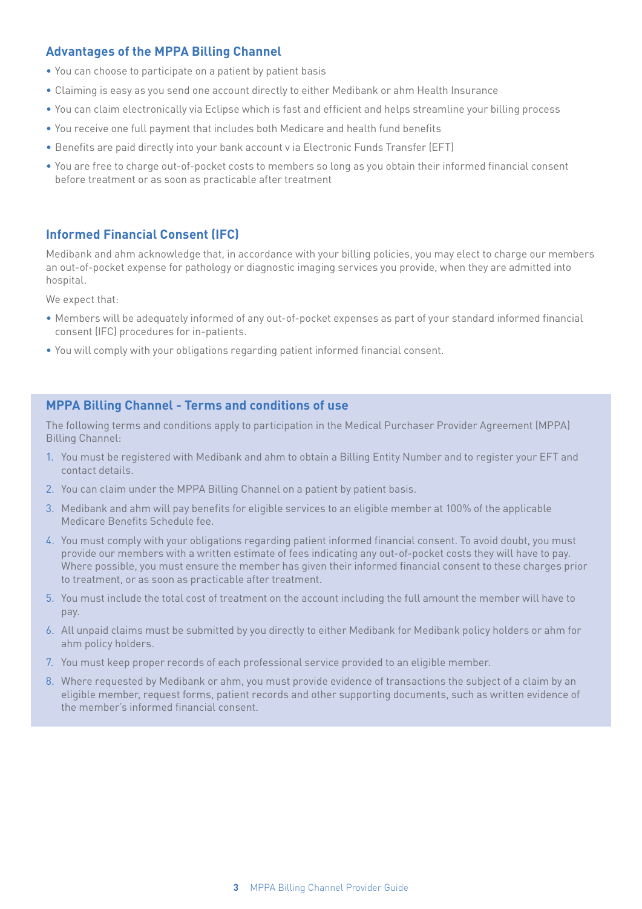## Advantages of the MPPA Billing Channel

- You can choose to participate on a patient by patient basis
- Claiming is easy as you send one account directly to either Medibank or ahm Health Insurance
- You can claim electronically via Eclipse which is fast and efficient and helps streamline your billing process
- You receive one full payment that includes both Medicare and health fund benefits
- Benefits are paid directly into your bank account v ia Electronic Funds Transfer (EFT)
- You are free to charge out-of-pocket costs to members so long as you obtain their informed financial consent before treatment or as soon as practicable after treatment

## Informed Financial Consent (IFC)

Medibank and ahm acknowledge that, in accordance with your billing policies, you may elect to charge our members an out-of-pocket expense for pathology or diagnostic imaging services you provide, when they are admitted into hospital.

We expect that:

- Members will be adequately informed of any out-of-pocket expenses as part of your standard informed financial consent (IFC) procedures for in-patients.
- You will comply with your obligations regarding patient informed financial consent.

## MPPA Billing Channel - Terms and conditions of use

The following terms and conditions apply to participation in the Medical Purchaser Provider Agreement (MPPA) Billing Channel:

1. You must be registered with Medibank and ahm to obtain a Billing Entity Number and to register your EFT and contact details.
2. You can claim under the MPPA Billing Channel on a patient by patient basis.
3. Medibank and ahm will pay benefits for eligible services to an eligible member at 100% of the applicable Medicare Benefits Schedule fee.
4. You must comply with your obligations regarding patient informed financial consent. To avoid doubt, you must provide our members with a written estimate of fees indicating any out-of-pocket costs they will have to pay. Where possible, you must ensure the member has given their informed financial consent to these charges prior to treatment, or as soon as practicable after treatment.
5. You must include the total cost of treatment on the account including the full amount the member will have to pay.
6. All unpaid claims must be submitted by you directly to either Medibank for Medibank policy holders or ahm for ahm policy holders.
7. You must keep proper records of each professional service provided to an eligible member.
8. Where requested by Medibank or ahm, you must provide evidence of transactions the subject of a claim by an eligible member, request forms, patient records and other supporting documents, such as written evidence of the member's informed financial consent.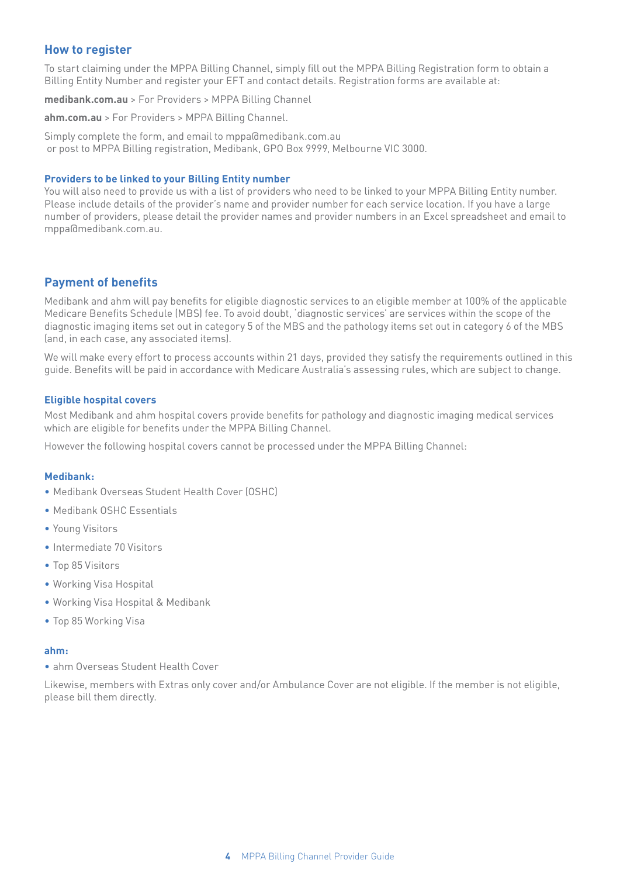## How to register

To start claiming under the MPPA Billing Channel, simply fill out the MPPA Billing Registration form to obtain a Billing Entity Number and register your EFT and contact details. Registration forms are available at:

**medibank.com.au** > For Providers > MPPA Billing Channel

**ahm.com.au** > For Providers > MPPA Billing Channel.

Simply complete the form, and email to mppa@medibank.com.au
or post to MPPA Billing registration, Medibank, GPO Box 9999, Melbourne VIC 3000.

### Providers to be linked to your Billing Entity number

You will also need to provide us with a list of providers who need to be linked to your MPPA Billing Entity number. Please include details of the provider's name and provider number for each service location. If you have a large number of providers, please detail the provider names and provider numbers in an Excel spreadsheet and email to mppa@medibank.com.au.

## Payment of benefits

Medibank and ahm will pay benefits for eligible diagnostic services to an eligible member at 100% of the applicable Medicare Benefits Schedule (MBS) fee. To avoid doubt, 'diagnostic services' are services within the scope of the diagnostic imaging items set out in category 5 of the MBS and the pathology items set out in category 6 of the MBS (and, in each case, any associated items).

We will make every effort to process accounts within 21 days, provided they satisfy the requirements outlined in this guide. Benefits will be paid in accordance with Medicare Australia's assessing rules, which are subject to change.

### Eligible hospital covers

Most Medibank and ahm hospital covers provide benefits for pathology and diagnostic imaging medical services which are eligible for benefits under the MPPA Billing Channel.

However the following hospital covers cannot be processed under the MPPA Billing Channel:

#### Medibank:

- Medibank Overseas Student Health Cover (OSHC)
- Medibank OSHC Essentials
- Young Visitors
- Intermediate 70 Visitors
- Top 85 Visitors
- Working Visa Hospital
- Working Visa Hospital & Medibank
- Top 85 Working Visa

#### ahm:

- ahm Overseas Student Health Cover

Likewise, members with Extras only cover and/or Ambulance Cover are not eligible. If the member is not eligible, please bill them directly.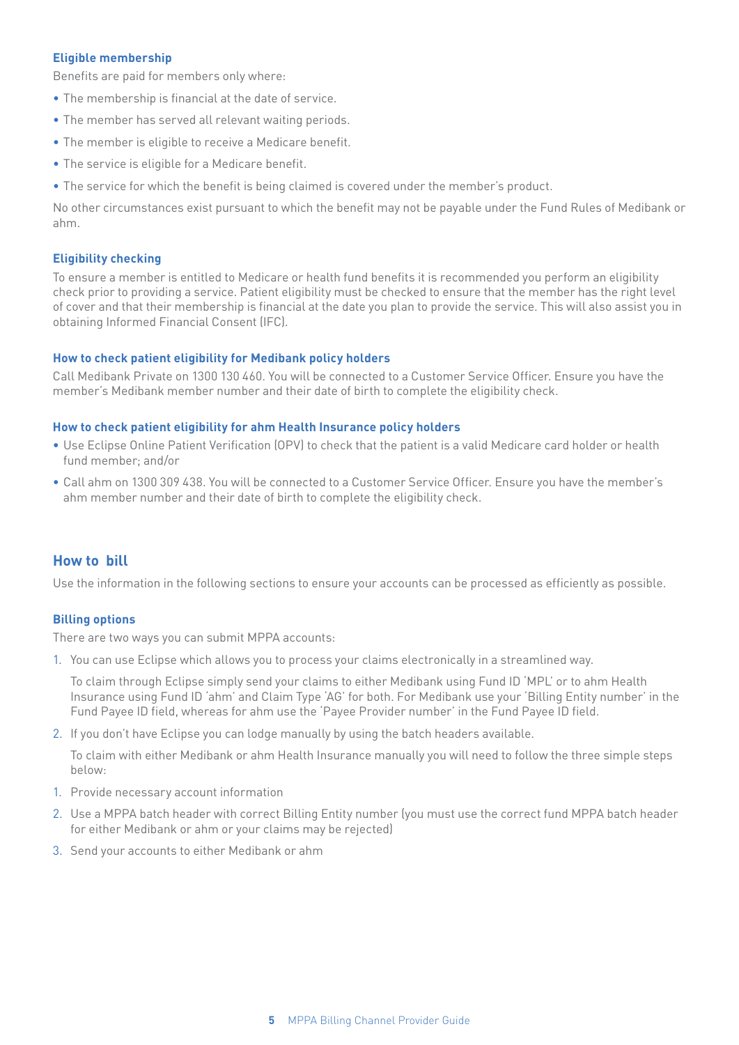### Eligible membership

Benefits are paid for members only where:

- The membership is financial at the date of service.
- The member has served all relevant waiting periods.
- The member is eligible to receive a Medicare benefit.
- The service is eligible for a Medicare benefit.
- The service for which the benefit is being claimed is covered under the member's product.

No other circumstances exist pursuant to which the benefit may not be payable under the Fund Rules of Medibank or ahm.

### Eligibility checking

To ensure a member is entitled to Medicare or health fund benefits it is recommended you perform an eligibility check prior to providing a service. Patient eligibility must be checked to ensure that the member has the right level of cover and that their membership is financial at the date you plan to provide the service. This will also assist you in obtaining Informed Financial Consent (IFC).

### How to check patient eligibility for Medibank policy holders

Call Medibank Private on 1300 130 460. You will be connected to a Customer Service Officer. Ensure you have the member's Medibank member number and their date of birth to complete the eligibility check.

### How to check patient eligibility for ahm Health Insurance policy holders

- Use Eclipse Online Patient Verification (OPV) to check that the patient is a valid Medicare card holder or health fund member; and/or
- Call ahm on 1300 309 438. You will be connected to a Customer Service Officer. Ensure you have the member's ahm member number and their date of birth to complete the eligibility check.

## How to bill

Use the information in the following sections to ensure your accounts can be processed as efficiently as possible.

### Billing options

There are two ways you can submit MPPA accounts:

1. You can use Eclipse which allows you to process your claims electronically in a streamlined way.

   To claim through Eclipse simply send your claims to either Medibank using Fund ID 'MPL' or to ahm Health Insurance using Fund ID 'ahm' and Claim Type 'AG' for both. For Medibank use your 'Billing Entity number' in the Fund Payee ID field, whereas for ahm use the 'Payee Provider number' in the Fund Payee ID field.

2. If you don't have Eclipse you can lodge manually by using the batch headers available.

   To claim with either Medibank or ahm Health Insurance manually you will need to follow the three simple steps below:

1. Provide necessary account information
2. Use a MPPA batch header with correct Billing Entity number (you must use the correct fund MPPA batch header for either Medibank or ahm or your claims may be rejected)
3. Send your accounts to either Medibank or ahm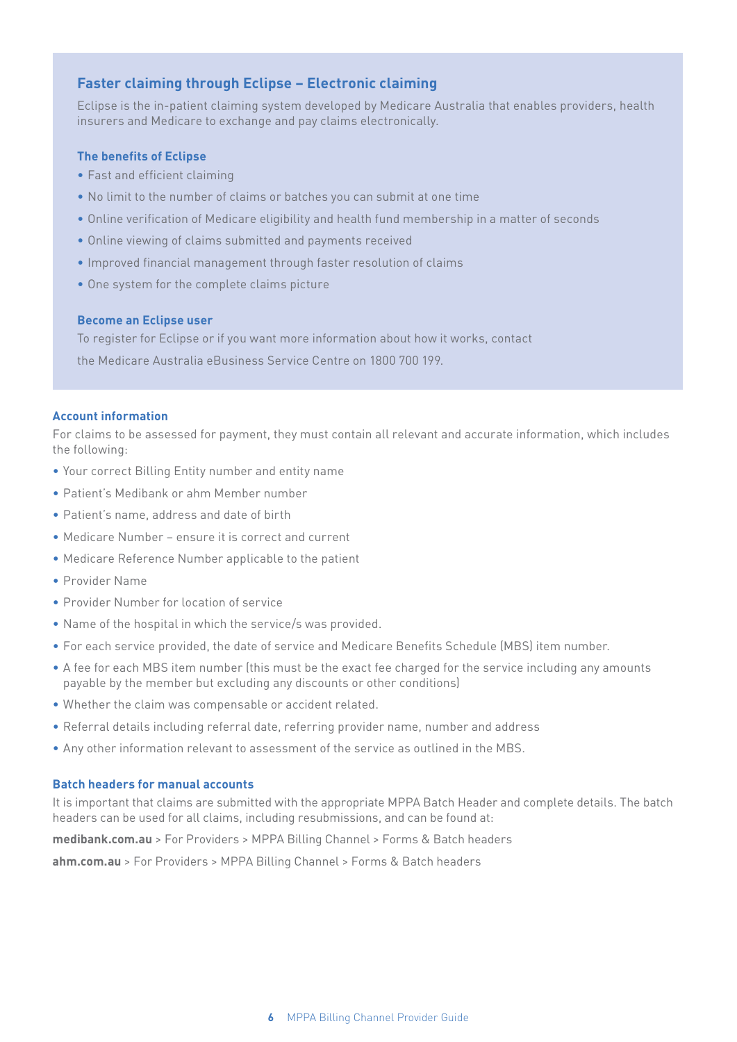## Faster claiming through Eclipse – Electronic claiming

Eclipse is the in-patient claiming system developed by Medicare Australia that enables providers, health insurers and Medicare to exchange and pay claims electronically.

### The benefits of Eclipse

- Fast and efficient claiming
- No limit to the number of claims or batches you can submit at one time
- Online verification of Medicare eligibility and health fund membership in a matter of seconds
- Online viewing of claims submitted and payments received
- Improved financial management through faster resolution of claims
- One system for the complete claims picture

### Become an Eclipse user

To register for Eclipse or if you want more information about how it works, contact the Medicare Australia eBusiness Service Centre on 1800 700 199.

### Account information

For claims to be assessed for payment, they must contain all relevant and accurate information, which includes the following:

- Your correct Billing Entity number and entity name
- Patient's Medibank or ahm Member number
- Patient's name, address and date of birth
- Medicare Number – ensure it is correct and current
- Medicare Reference Number applicable to the patient
- Provider Name
- Provider Number for location of service
- Name of the hospital in which the service/s was provided.
- For each service provided, the date of service and Medicare Benefits Schedule (MBS) item number.
- A fee for each MBS item number (this must be the exact fee charged for the service including any amounts payable by the member but excluding any discounts or other conditions)
- Whether the claim was compensable or accident related.
- Referral details including referral date, referring provider name, number and address
- Any other information relevant to assessment of the service as outlined in the MBS.

### Batch headers for manual accounts

It is important that claims are submitted with the appropriate MPPA Batch Header and complete details. The batch headers can be used for all claims, including resubmissions, and can be found at:

**medibank.com.au** > For Providers > MPPA Billing Channel > Forms & Batch headers

**ahm.com.au** > For Providers > MPPA Billing Channel > Forms & Batch headers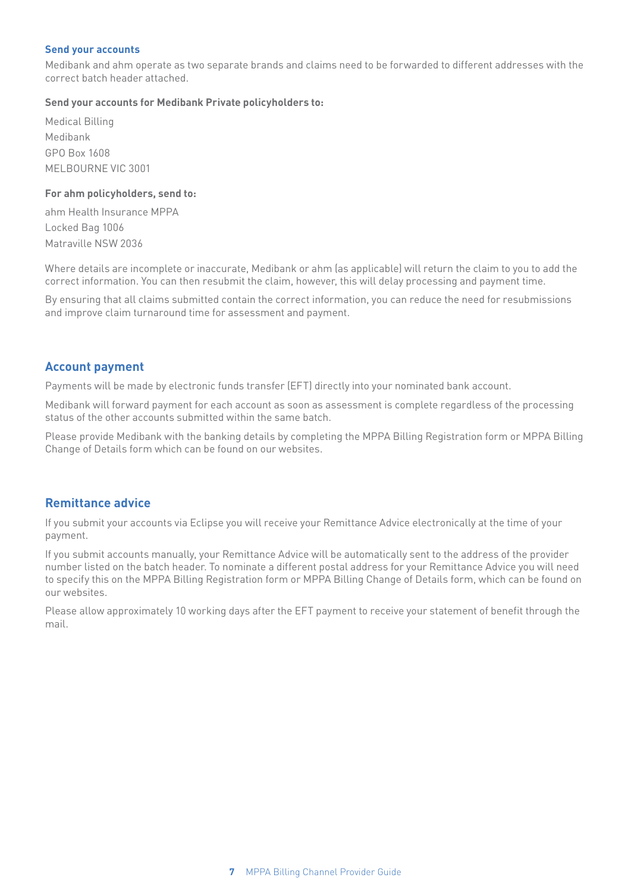### Send your accounts

Medibank and ahm operate as two separate brands and claims need to be forwarded to different addresses with the correct batch header attached.

**Send your accounts for Medibank Private policyholders to:**

Medical Billing
Medibank
GPO Box 1608
MELBOURNE VIC 3001

**For ahm policyholders, send to:**

ahm Health Insurance MPPA
Locked Bag 1006
Matraville NSW 2036

Where details are incomplete or inaccurate, Medibank or ahm (as applicable) will return the claim to you to add the correct information. You can then resubmit the claim, however, this will delay processing and payment time.

By ensuring that all claims submitted contain the correct information, you can reduce the need for resubmissions and improve claim turnaround time for assessment and payment.

## Account payment

Payments will be made by electronic funds transfer (EFT) directly into your nominated bank account.

Medibank will forward payment for each account as soon as assessment is complete regardless of the processing status of the other accounts submitted within the same batch.

Please provide Medibank with the banking details by completing the MPPA Billing Registration form or MPPA Billing Change of Details form which can be found on our websites.

## Remittance advice

If you submit your accounts via Eclipse you will receive your Remittance Advice electronically at the time of your payment.

If you submit accounts manually, your Remittance Advice will be automatically sent to the address of the provider number listed on the batch header. To nominate a different postal address for your Remittance Advice you will need to specify this on the MPPA Billing Registration form or MPPA Billing Change of Details form, which can be found on our websites.

Please allow approximately 10 working days after the EFT payment to receive your statement of benefit through the mail.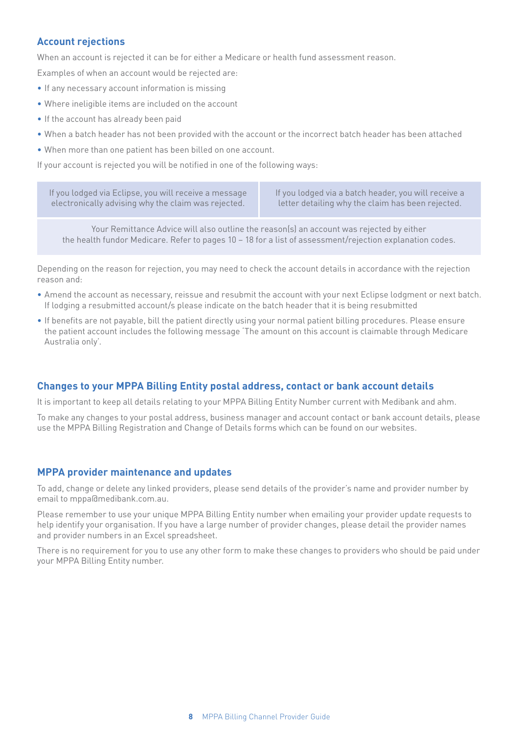## Account rejections

When an account is rejected it can be for either a Medicare or health fund assessment reason.

Examples of when an account would be rejected are:

- If any necessary account information is missing
- Where ineligible items are included on the account
- If the account has already been paid
- When a batch header has not been provided with the account or the incorrect batch header has been attached
- When more than one patient has been billed on one account.

If your account is rejected you will be notified in one of the following ways:

| If you lodged via Eclipse, you will receive a message electronically advising why the claim was rejected. | If you lodged via a batch header, you will receive a letter detailing why the claim has been rejected. |
|---|---|
| Your Remittance Advice will also outline the reason(s) an account was rejected by either the health fundor Medicare. Refer to pages 10 – 18 for a list of assessment/rejection explanation codes. | |

Depending on the reason for rejection, you may need to check the account details in accordance with the rejection reason and:

- Amend the account as necessary, reissue and resubmit the account with your next Eclipse lodgment or next batch. If lodging a resubmitted account/s please indicate on the batch header that it is being resubmitted
- If benefits are not payable, bill the patient directly using your normal patient billing procedures. Please ensure the patient account includes the following message 'The amount on this account is claimable through Medicare Australia only'.

## Changes to your MPPA Billing Entity postal address, contact or bank account details

It is important to keep all details relating to your MPPA Billing Entity Number current with Medibank and ahm.

To make any changes to your postal address, business manager and account contact or bank account details, please use the MPPA Billing Registration and Change of Details forms which can be found on our websites.

## MPPA provider maintenance and updates

To add, change or delete any linked providers, please send details of the provider's name and provider number by email to mppa@medibank.com.au.

Please remember to use your unique MPPA Billing Entity number when emailing your provider update requests to help identify your organisation. If you have a large number of provider changes, please detail the provider names and provider numbers in an Excel spreadsheet.

There is no requirement for you to use any other form to make these changes to providers who should be paid under your MPPA Billing Entity number.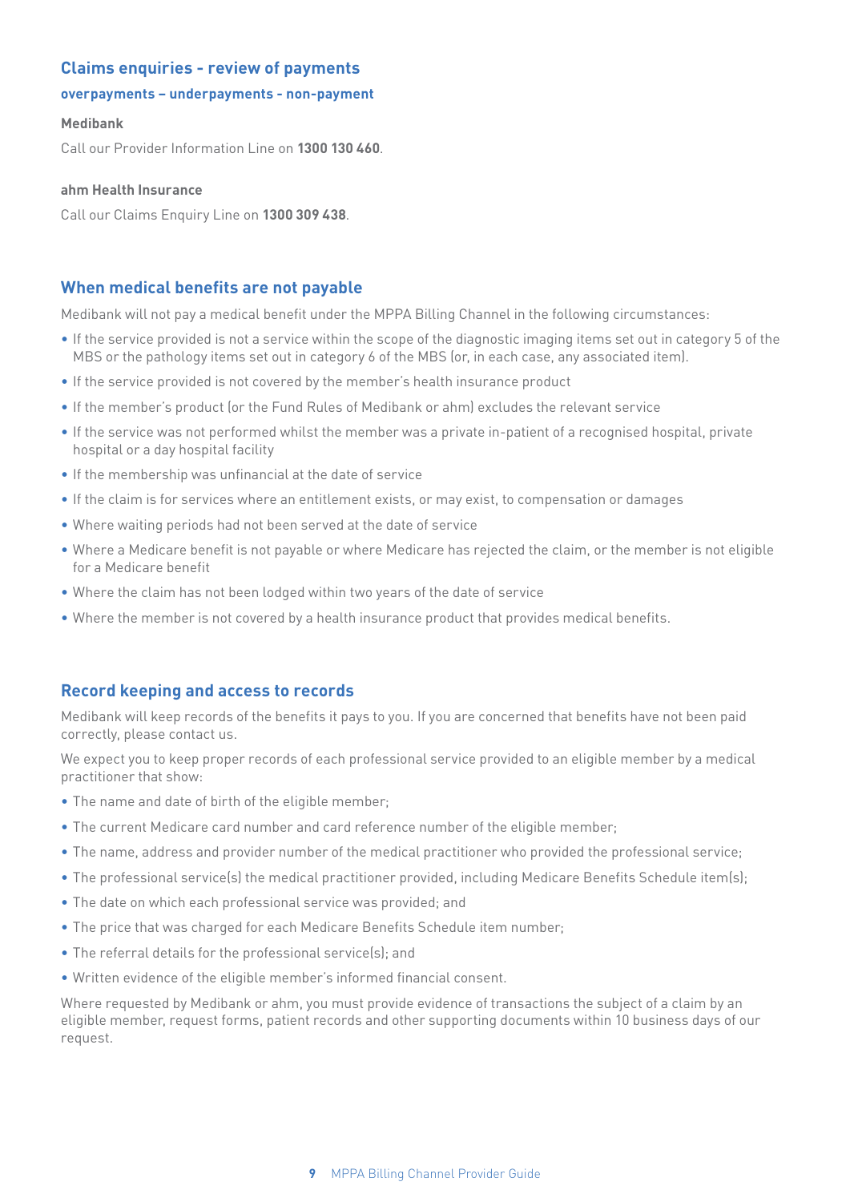## Claims enquiries - review of payments

#### overpayments – underpayments - non-payment

**Medibank**

Call our Provider Information Line on **1300 130 460**.

**ahm Health Insurance**

Call our Claims Enquiry Line on **1300 309 438**.

## When medical benefits are not payable

Medibank will not pay a medical benefit under the MPPA Billing Channel in the following circumstances:

- If the service provided is not a service within the scope of the diagnostic imaging items set out in category 5 of the MBS or the pathology items set out in category 6 of the MBS (or, in each case, any associated item).
- If the service provided is not covered by the member's health insurance product
- If the member's product (or the Fund Rules of Medibank or ahm) excludes the relevant service
- If the service was not performed whilst the member was a private in-patient of a recognised hospital, private hospital or a day hospital facility
- If the membership was unfinancial at the date of service
- If the claim is for services where an entitlement exists, or may exist, to compensation or damages
- Where waiting periods had not been served at the date of service
- Where a Medicare benefit is not payable or where Medicare has rejected the claim, or the member is not eligible for a Medicare benefit
- Where the claim has not been lodged within two years of the date of service
- Where the member is not covered by a health insurance product that provides medical benefits.

## Record keeping and access to records

Medibank will keep records of the benefits it pays to you. If you are concerned that benefits have not been paid correctly, please contact us.

We expect you to keep proper records of each professional service provided to an eligible member by a medical practitioner that show:

- The name and date of birth of the eligible member;
- The current Medicare card number and card reference number of the eligible member;
- The name, address and provider number of the medical practitioner who provided the professional service;
- The professional service(s) the medical practitioner provided, including Medicare Benefits Schedule item(s);
- The date on which each professional service was provided; and
- The price that was charged for each Medicare Benefits Schedule item number;
- The referral details for the professional service(s); and
- Written evidence of the eligible member's informed financial consent.

Where requested by Medibank or ahm, you must provide evidence of transactions the subject of a claim by an eligible member, request forms, patient records and other supporting documents within 10 business days of our request.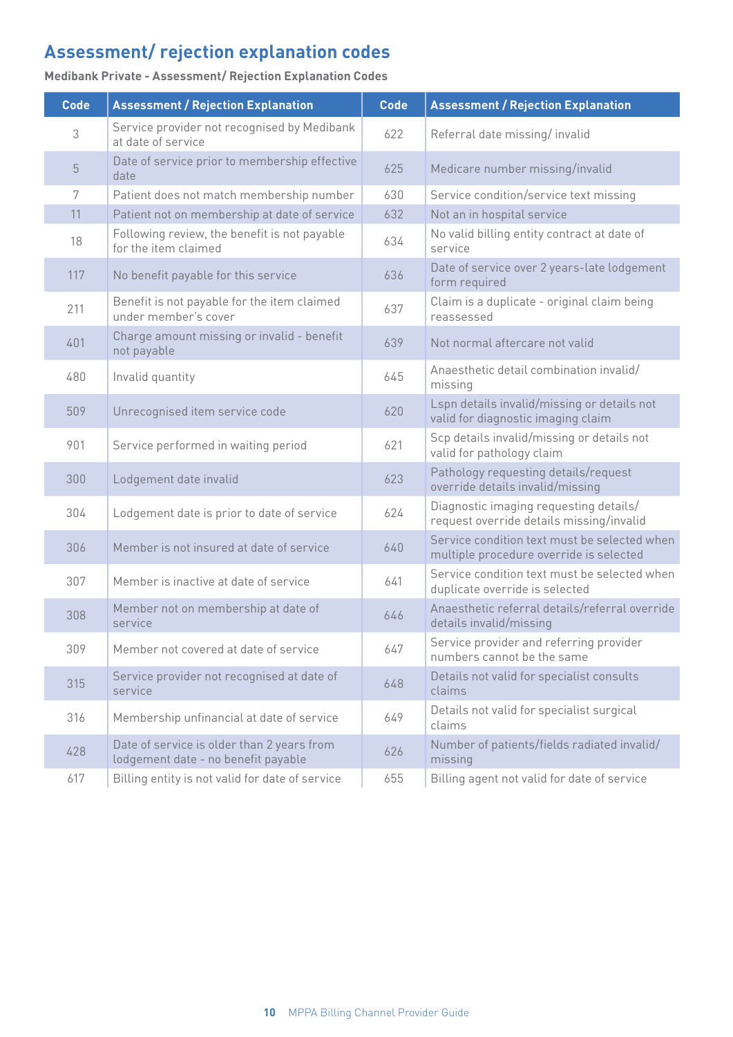## Assessment/ rejection explanation codes

**Medibank Private - Assessment/ Rejection Explanation Codes**

| Code | Assessment / Rejection Explanation | Code | Assessment / Rejection Explanation |
|---|---|---|---|
| 3 | Service provider not recognised by Medibank at date of service | 622 | Referral date missing/ invalid |
| 5 | Date of service prior to membership effective date | 625 | Medicare number missing/invalid |
| 7 | Patient does not match membership number | 630 | Service condition/service text missing |
| 11 | Patient not on membership at date of service | 632 | Not an in hospital service |
| 18 | Following review, the benefit is not payable for the item claimed | 634 | No valid billing entity contract at date of service |
| 117 | No benefit payable for this service | 636 | Date of service over 2 years-late lodgement form required |
| 211 | Benefit is not payable for the item claimed under member's cover | 637 | Claim is a duplicate - original claim being reassessed |
| 401 | Charge amount missing or invalid - benefit not payable | 639 | Not normal aftercare not valid |
| 480 | Invalid quantity | 645 | Anaesthetic detail combination invalid/ missing |
| 509 | Unrecognised item service code | 620 | Lspn details invalid/missing or details not valid for diagnostic imaging claim |
| 901 | Service performed in waiting period | 621 | Scp details invalid/missing or details not valid for pathology claim |
| 300 | Lodgement date invalid | 623 | Pathology requesting details/request override details invalid/missing |
| 304 | Lodgement date is prior to date of service | 624 | Diagnostic imaging requesting details/ request override details missing/invalid |
| 306 | Member is not insured at date of service | 640 | Service condition text must be selected when multiple procedure override is selected |
| 307 | Member is inactive at date of service | 641 | Service condition text must be selected when duplicate override is selected |
| 308 | Member not on membership at date of service | 646 | Anaesthetic referral details/referral override details invalid/missing |
| 309 | Member not covered at date of service | 647 | Service provider and referring provider numbers cannot be the same |
| 315 | Service provider not recognised at date of service | 648 | Details not valid for specialist consults claims |
| 316 | Membership unfinancial at date of service | 649 | Details not valid for specialist surgical claims |
| 428 | Date of service is older than 2 years from lodgement date - no benefit payable | 626 | Number of patients/fields radiated invalid/ missing |
| 617 | Billing entity is not valid for date of service | 655 | Billing agent not valid for date of service |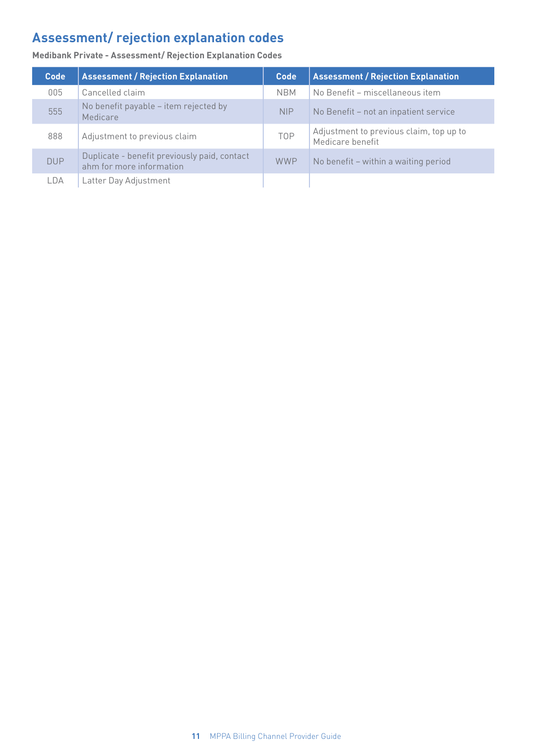## Assessment/ rejection explanation codes

**Medibank Private - Assessment/ Rejection Explanation Codes**

| Code | Assessment / Rejection Explanation | Code | Assessment / Rejection Explanation |
|---|---|---|---|
| 005 | Cancelled claim | NBM | No Benefit – miscellaneous item |
| 555 | No benefit payable – item rejected by Medicare | NIP | No Benefit – not an inpatient service |
| 888 | Adjustment to previous claim | TOP | Adjustment to previous claim, top up to Medicare benefit |
| DUP | Duplicate - benefit previously paid, contact ahm for more information | WWP | No benefit – within a waiting period |
| LDA | Latter Day Adjustment | | |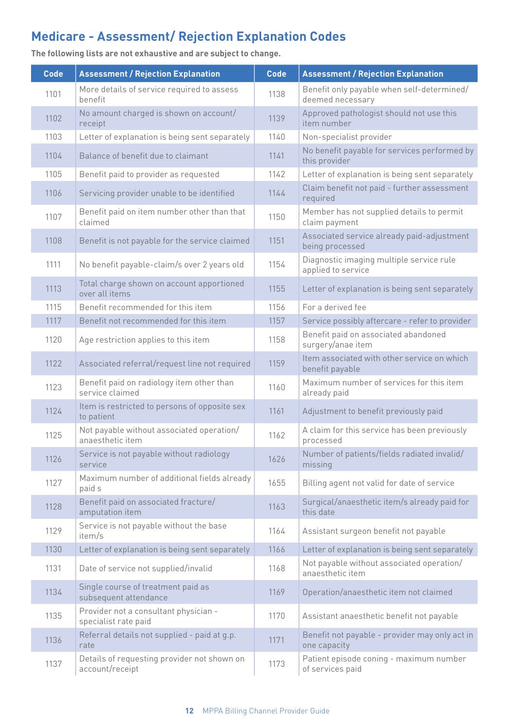## Medicare - Assessment/ Rejection Explanation Codes

**The following lists are not exhaustive and are subject to change.**

| Code | Assessment / Rejection Explanation | Code | Assessment / Rejection Explanation |
|---|---|---|---|
| 1101 | More details of service required to assess benefit | 1138 | Benefit only payable when self-determined/ deemed necessary |
| 1102 | No amount charged is shown on account/ receipt | 1139 | Approved pathologist should not use this item number |
| 1103 | Letter of explanation is being sent separately | 1140 | Non-specialist provider |
| 1104 | Balance of benefit due to claimant | 1141 | No benefit payable for services performed by this provider |
| 1105 | Benefit paid to provider as requested | 1142 | Letter of explanation is being sent separately |
| 1106 | Servicing provider unable to be identified | 1144 | Claim benefit not paid - further assessment required |
| 1107 | Benefit paid on item number other than that claimed | 1150 | Member has not supplied details to permit claim payment |
| 1108 | Benefit is not payable for the service claimed | 1151 | Associated service already paid-adjustment being processed |
| 1111 | No benefit payable-claim/s over 2 years old | 1154 | Diagnostic imaging multiple service rule applied to service |
| 1113 | Total charge shown on account apportioned over all items | 1155 | Letter of explanation is being sent separately |
| 1115 | Benefit recommended for this item | 1156 | For a derived fee |
| 1117 | Benefit not recommended for this item | 1157 | Service possibly aftercare - refer to provider |
| 1120 | Age restriction applies to this item | 1158 | Benefit paid on associated abandoned surgery/anae item |
| 1122 | Associated referral/request line not required | 1159 | Item associated with other service on which benefit payable |
| 1123 | Benefit paid on radiology item other than service claimed | 1160 | Maximum number of services for this item already paid |
| 1124 | Item is restricted to persons of opposite sex to patient | 1161 | Adjustment to benefit previously paid |
| 1125 | Not payable without associated operation/ anaesthetic item | 1162 | A claim for this service has been previously processed |
| 1126 | Service is not payable without radiology service | 1626 | Number of patients/fields radiated invalid/ missing |
| 1127 | Maximum number of additional fields already paid s | 1655 | Billing agent not valid for date of service |
| 1128 | Benefit paid on associated fracture/ amputation item | 1163 | Surgical/anaesthetic item/s already paid for this date |
| 1129 | Service is not payable without the base item/s | 1164 | Assistant surgeon benefit not payable |
| 1130 | Letter of explanation is being sent separately | 1166 | Letter of explanation is being sent separately |
| 1131 | Date of service not supplied/invalid | 1168 | Not payable without associated operation/ anaesthetic item |
| 1134 | Single course of treatment paid as subsequent attendance | 1169 | Operation/anaesthetic item not claimed |
| 1135 | Provider not a consultant physician - specialist rate paid | 1170 | Assistant anaesthetic benefit not payable |
| 1136 | Referral details not supplied - paid at g.p. rate | 1171 | Benefit not payable - provider may only act in one capacity |
| 1137 | Details of requesting provider not shown on account/receipt | 1173 | Patient episode coning - maximum number of services paid |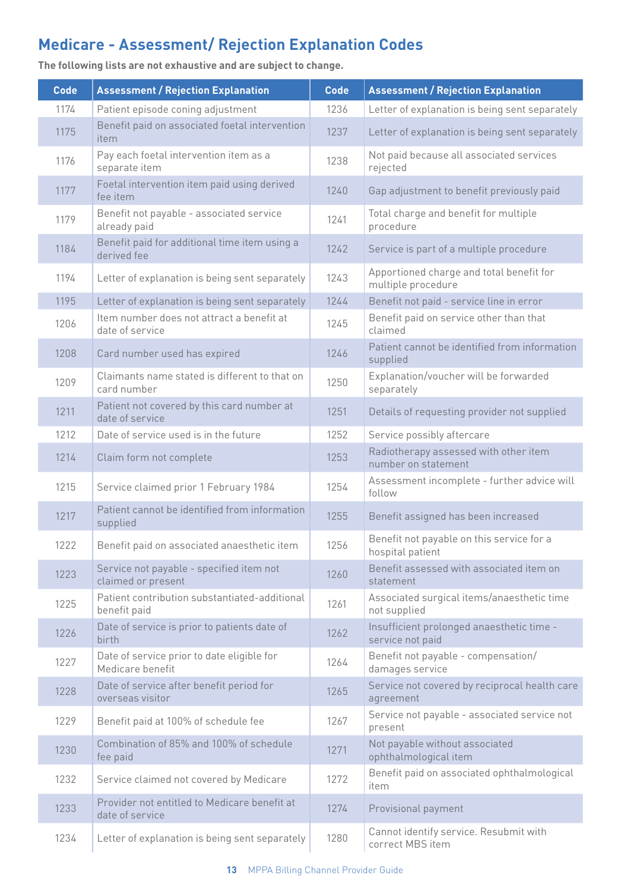## Medicare - Assessment/ Rejection Explanation Codes

**The following lists are not exhaustive and are subject to change.**

| Code | Assessment / Rejection Explanation | Code | Assessment / Rejection Explanation |
|---|---|---|---|
| 1174 | Patient episode coning adjustment | 1236 | Letter of explanation is being sent separately |
| 1175 | Benefit paid on associated foetal intervention item | 1237 | Letter of explanation is being sent separately |
| 1176 | Pay each foetal intervention item as a separate item | 1238 | Not paid because all associated services rejected |
| 1177 | Foetal intervention item paid using derived fee item | 1240 | Gap adjustment to benefit previously paid |
| 1179 | Benefit not payable - associated service already paid | 1241 | Total charge and benefit for multiple procedure |
| 1184 | Benefit paid for additional time item using a derived fee | 1242 | Service is part of a multiple procedure |
| 1194 | Letter of explanation is being sent separately | 1243 | Apportioned charge and total benefit for multiple procedure |
| 1195 | Letter of explanation is being sent separately | 1244 | Benefit not paid - service line in error |
| 1206 | Item number does not attract a benefit at date of service | 1245 | Benefit paid on service other than that claimed |
| 1208 | Card number used has expired | 1246 | Patient cannot be identified from information supplied |
| 1209 | Claimants name stated is different to that on card number | 1250 | Explanation/voucher will be forwarded separately |
| 1211 | Patient not covered by this card number at date of service | 1251 | Details of requesting provider not supplied |
| 1212 | Date of service used is in the future | 1252 | Service possibly aftercare |
| 1214 | Claim form not complete | 1253 | Radiotherapy assessed with other item number on statement |
| 1215 | Service claimed prior 1 February 1984 | 1254 | Assessment incomplete - further advice will follow |
| 1217 | Patient cannot be identified from information supplied | 1255 | Benefit assigned has been increased |
| 1222 | Benefit paid on associated anaesthetic item | 1256 | Benefit not payable on this service for a hospital patient |
| 1223 | Service not payable - specified item not claimed or present | 1260 | Benefit assessed with associated item on statement |
| 1225 | Patient contribution substantiated-additional benefit paid | 1261 | Associated surgical items/anaesthetic time not supplied |
| 1226 | Date of service is prior to patients date of birth | 1262 | Insufficient prolonged anaesthetic time - service not paid |
| 1227 | Date of service prior to date eligible for Medicare benefit | 1264 | Benefit not payable - compensation/ damages service |
| 1228 | Date of service after benefit period for overseas visitor | 1265 | Service not covered by reciprocal health care agreement |
| 1229 | Benefit paid at 100% of schedule fee | 1267 | Service not payable - associated service not present |
| 1230 | Combination of 85% and 100% of schedule fee paid | 1271 | Not payable without associated ophthalmological item |
| 1232 | Service claimed not covered by Medicare | 1272 | Benefit paid on associated ophthalmological item |
| 1233 | Provider not entitled to Medicare benefit at date of service | 1274 | Provisional payment |
| 1234 | Letter of explanation is being sent separately | 1280 | Cannot identify service. Resubmit with correct MBS item |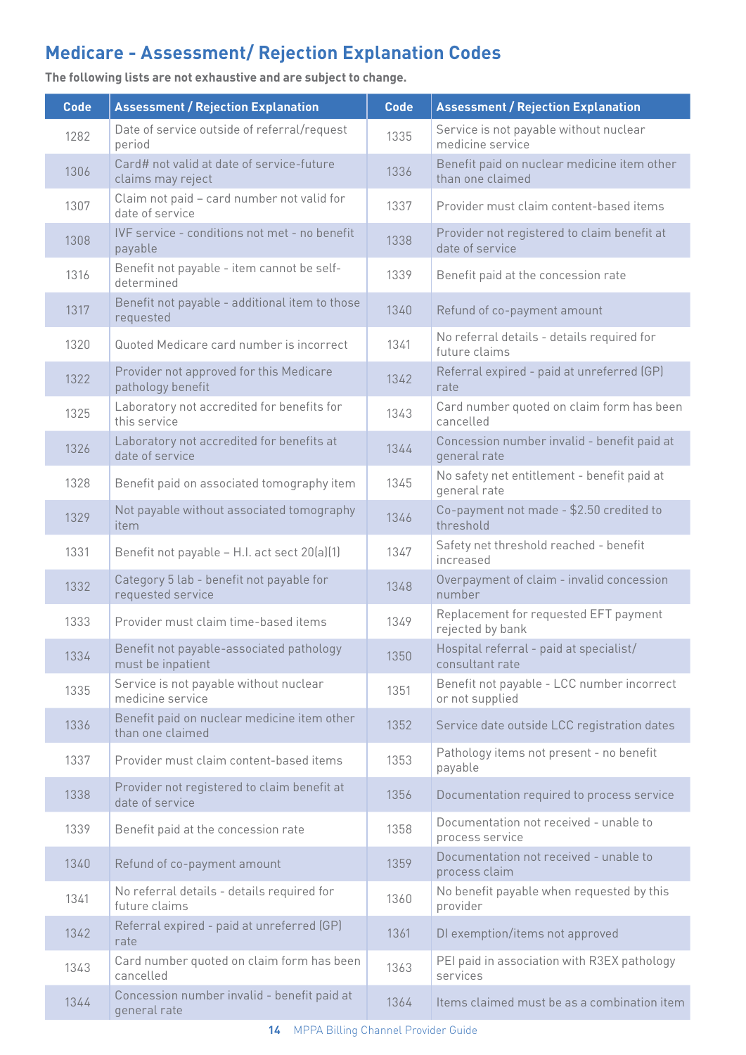## Medicare - Assessment/ Rejection Explanation Codes

**The following lists are not exhaustive and are subject to change.**

| Code | Assessment / Rejection Explanation | Code | Assessment / Rejection Explanation |
|---|---|---|---|
| 1282 | Date of service outside of referral/request period | 1335 | Service is not payable without nuclear medicine service |
| 1306 | Card# not valid at date of service-future claims may reject | 1336 | Benefit paid on nuclear medicine item other than one claimed |
| 1307 | Claim not paid – card number not valid for date of service | 1337 | Provider must claim content-based items |
| 1308 | IVF service - conditions not met - no benefit payable | 1338 | Provider not registered to claim benefit at date of service |
| 1316 | Benefit not payable - item cannot be self-determined | 1339 | Benefit paid at the concession rate |
| 1317 | Benefit not payable - additional item to those requested | 1340 | Refund of co-payment amount |
| 1320 | Quoted Medicare card number is incorrect | 1341 | No referral details - details required for future claims |
| 1322 | Provider not approved for this Medicare pathology benefit | 1342 | Referral expired - paid at unreferred (GP) rate |
| 1325 | Laboratory not accredited for benefits for this service | 1343 | Card number quoted on claim form has been cancelled |
| 1326 | Laboratory not accredited for benefits at date of service | 1344 | Concession number invalid - benefit paid at general rate |
| 1328 | Benefit paid on associated tomography item | 1345 | No safety net entitlement - benefit paid at general rate |
| 1329 | Not payable without associated tomography item | 1346 | Co-payment not made - $2.50 credited to threshold |
| 1331 | Benefit not payable – H.I. act sect 20(a)(1) | 1347 | Safety net threshold reached - benefit increased |
| 1332 | Category 5 lab - benefit not payable for requested service | 1348 | Overpayment of claim - invalid concession number |
| 1333 | Provider must claim time-based items | 1349 | Replacement for requested EFT payment rejected by bank |
| 1334 | Benefit not payable-associated pathology must be inpatient | 1350 | Hospital referral - paid at specialist/ consultant rate |
| 1335 | Service is not payable without nuclear medicine service | 1351 | Benefit not payable - LCC number incorrect or not supplied |
| 1336 | Benefit paid on nuclear medicine item other than one claimed | 1352 | Service date outside LCC registration dates |
| 1337 | Provider must claim content-based items | 1353 | Pathology items not present - no benefit payable |
| 1338 | Provider not registered to claim benefit at date of service | 1356 | Documentation required to process service |
| 1339 | Benefit paid at the concession rate | 1358 | Documentation not received - unable to process service |
| 1340 | Refund of co-payment amount | 1359 | Documentation not received - unable to process claim |
| 1341 | No referral details - details required for future claims | 1360 | No benefit payable when requested by this provider |
| 1342 | Referral expired - paid at unreferred (GP) rate | 1361 | DI exemption/items not approved |
| 1343 | Card number quoted on claim form has been cancelled | 1363 | PEI paid in association with R3EX pathology services |
| 1344 | Concession number invalid - benefit paid at general rate | 1364 | Items claimed must be as a combination item |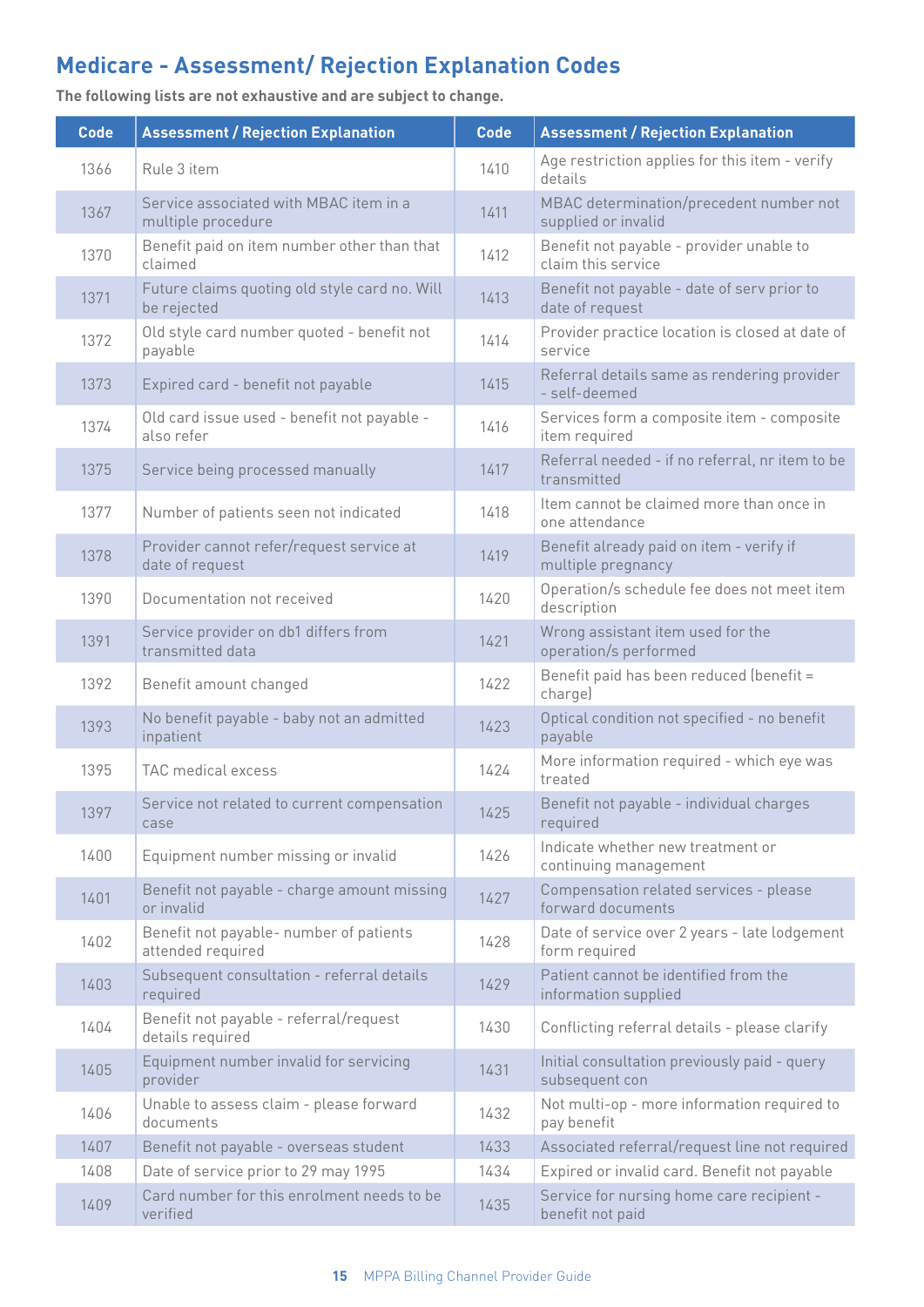## Medicare - Assessment/ Rejection Explanation Codes

**The following lists are not exhaustive and are subject to change.**

| Code | Assessment / Rejection Explanation | Code | Assessment / Rejection Explanation |
|---|---|---|---|
| 1366 | Rule 3 item | 1410 | Age restriction applies for this item - verify details |
| 1367 | Service associated with MBAC item in a multiple procedure | 1411 | MBAC determination/precedent number not supplied or invalid |
| 1370 | Benefit paid on item number other than that claimed | 1412 | Benefit not payable - provider unable to claim this service |
| 1371 | Future claims quoting old style card no. Will be rejected | 1413 | Benefit not payable - date of serv prior to date of request |
| 1372 | Old style card number quoted - benefit not payable | 1414 | Provider practice location is closed at date of service |
| 1373 | Expired card - benefit not payable | 1415 | Referral details same as rendering provider - self-deemed |
| 1374 | Old card issue used - benefit not payable - also refer | 1416 | Services form a composite item - composite item required |
| 1375 | Service being processed manually | 1417 | Referral needed - if no referral, nr item to be transmitted |
| 1377 | Number of patients seen not indicated | 1418 | Item cannot be claimed more than once in one attendance |
| 1378 | Provider cannot refer/request service at date of request | 1419 | Benefit already paid on item - verify if multiple pregnancy |
| 1390 | Documentation not received | 1420 | Operation/s schedule fee does not meet item description |
| 1391 | Service provider on db1 differs from transmitted data | 1421 | Wrong assistant item used for the operation/s performed |
| 1392 | Benefit amount changed | 1422 | Benefit paid has been reduced (benefit = charge) |
| 1393 | No benefit payable - baby not an admitted inpatient | 1423 | Optical condition not specified - no benefit payable |
| 1395 | TAC medical excess | 1424 | More information required - which eye was treated |
| 1397 | Service not related to current compensation case | 1425 | Benefit not payable - individual charges required |
| 1400 | Equipment number missing or invalid | 1426 | Indicate whether new treatment or continuing management |
| 1401 | Benefit not payable - charge amount missing or invalid | 1427 | Compensation related services - please forward documents |
| 1402 | Benefit not payable- number of patients attended required | 1428 | Date of service over 2 years - late lodgement form required |
| 1403 | Subsequent consultation - referral details required | 1429 | Patient cannot be identified from the information supplied |
| 1404 | Benefit not payable - referral/request details required | 1430 | Conflicting referral details - please clarify |
| 1405 | Equipment number invalid for servicing provider | 1431 | Initial consultation previously paid - query subsequent con |
| 1406 | Unable to assess claim - please forward documents | 1432 | Not multi-op - more information required to pay benefit |
| 1407 | Benefit not payable - overseas student | 1433 | Associated referral/request line not required |
| 1408 | Date of service prior to 29 may 1995 | 1434 | Expired or invalid card. Benefit not payable |
| 1409 | Card number for this enrolment needs to be verified | 1435 | Service for nursing home care recipient - benefit not paid |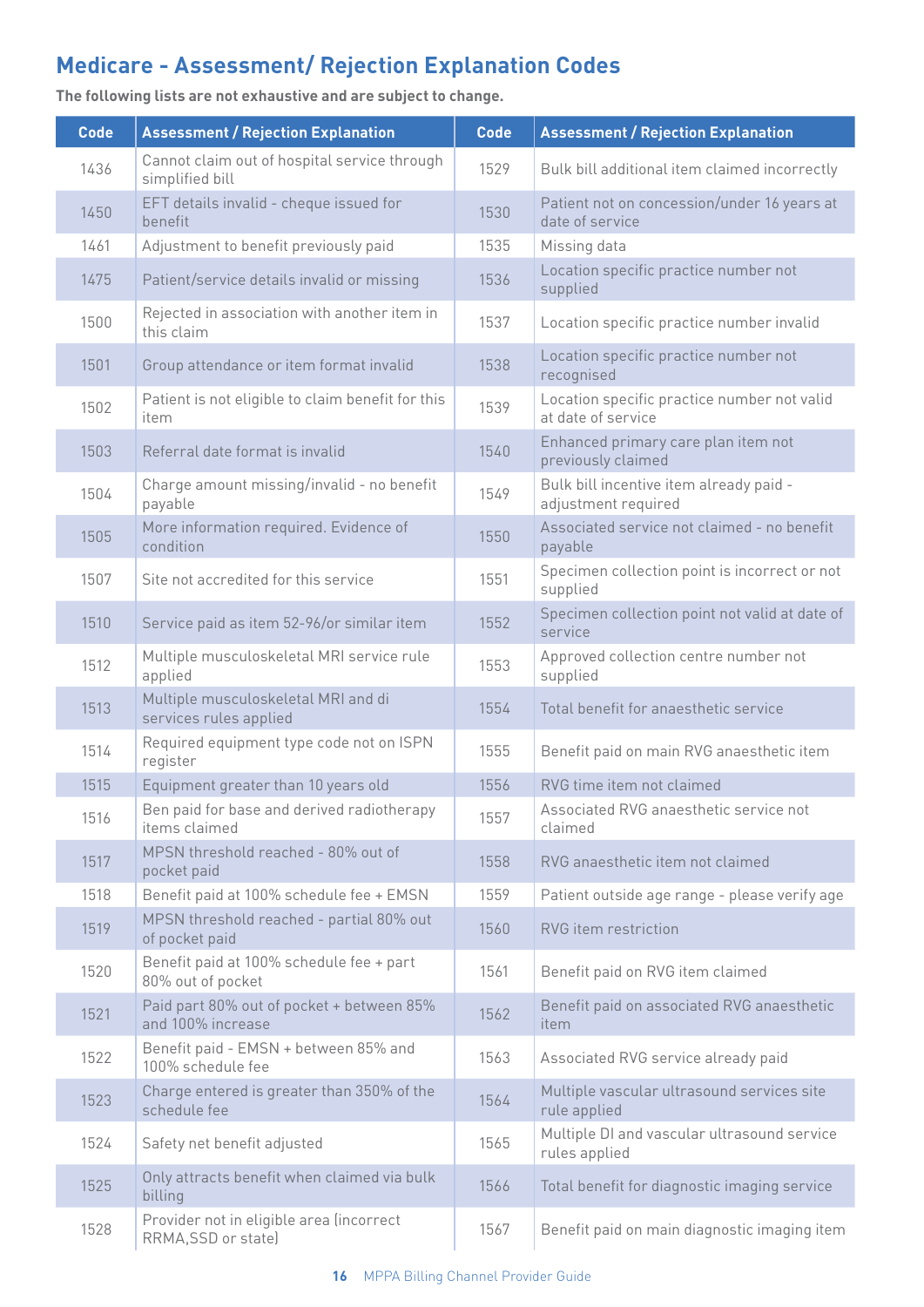## Medicare - Assessment/ Rejection Explanation Codes

**The following lists are not exhaustive and are subject to change.**

| Code | Assessment / Rejection Explanation | Code | Assessment / Rejection Explanation |
|---|---|---|---|
| 1436 | Cannot claim out of hospital service through simplified bill | 1529 | Bulk bill additional item claimed incorrectly |
| 1450 | EFT details invalid - cheque issued for benefit | 1530 | Patient not on concession/under 16 years at date of service |
| 1461 | Adjustment to benefit previously paid | 1535 | Missing data |
| 1475 | Patient/service details invalid or missing | 1536 | Location specific practice number not supplied |
| 1500 | Rejected in association with another item in this claim | 1537 | Location specific practice number invalid |
| 1501 | Group attendance or item format invalid | 1538 | Location specific practice number not recognised |
| 1502 | Patient is not eligible to claim benefit for this item | 1539 | Location specific practice number not valid at date of service |
| 1503 | Referral date format is invalid | 1540 | Enhanced primary care plan item not previously claimed |
| 1504 | Charge amount missing/invalid - no benefit payable | 1549 | Bulk bill incentive item already paid - adjustment required |
| 1505 | More information required. Evidence of condition | 1550 | Associated service not claimed - no benefit payable |
| 1507 | Site not accredited for this service | 1551 | Specimen collection point is incorrect or not supplied |
| 1510 | Service paid as item 52-96/or similar item | 1552 | Specimen collection point not valid at date of service |
| 1512 | Multiple musculoskeletal MRI service rule applied | 1553 | Approved collection centre number not supplied |
| 1513 | Multiple musculoskeletal MRI and di services rules applied | 1554 | Total benefit for anaesthetic service |
| 1514 | Required equipment type code not on ISPN register | 1555 | Benefit paid on main RVG anaesthetic item |
| 1515 | Equipment greater than 10 years old | 1556 | RVG time item not claimed |
| 1516 | Ben paid for base and derived radiotherapy items claimed | 1557 | Associated RVG anaesthetic service not claimed |
| 1517 | MPSN threshold reached - 80% out of pocket paid | 1558 | RVG anaesthetic item not claimed |
| 1518 | Benefit paid at 100% schedule fee + EMSN | 1559 | Patient outside age range - please verify age |
| 1519 | MPSN threshold reached - partial 80% out of pocket paid | 1560 | RVG item restriction |
| 1520 | Benefit paid at 100% schedule fee + part 80% out of pocket | 1561 | Benefit paid on RVG item claimed |
| 1521 | Paid part 80% out of pocket + between 85% and 100% increase | 1562 | Benefit paid on associated RVG anaesthetic item |
| 1522 | Benefit paid - EMSN + between 85% and 100% schedule fee | 1563 | Associated RVG service already paid |
| 1523 | Charge entered is greater than 350% of the schedule fee | 1564 | Multiple vascular ultrasound services site rule applied |
| 1524 | Safety net benefit adjusted | 1565 | Multiple DI and vascular ultrasound service rules applied |
| 1525 | Only attracts benefit when claimed via bulk billing | 1566 | Total benefit for diagnostic imaging service |
| 1528 | Provider not in eligible area (incorrect RRMA,SSD or state) | 1567 | Benefit paid on main diagnostic imaging item |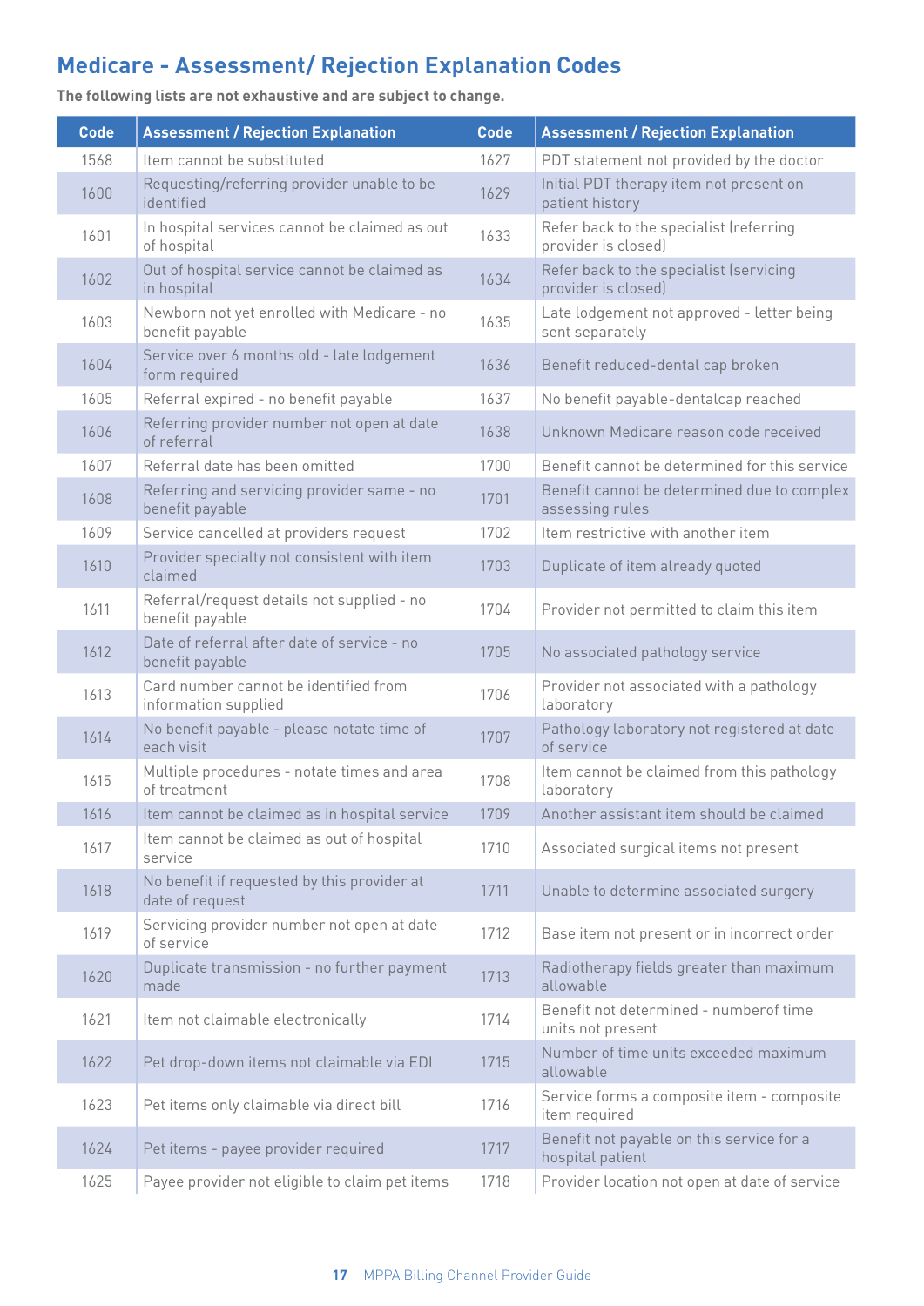## Medicare - Assessment/ Rejection Explanation Codes

**The following lists are not exhaustive and are subject to change.**

| Code | Assessment / Rejection Explanation | Code | Assessment / Rejection Explanation |
|---|---|---|---|
| 1568 | Item cannot be substituted | 1627 | PDT statement not provided by the doctor |
| 1600 | Requesting/referring provider unable to be identified | 1629 | Initial PDT therapy item not present on patient history |
| 1601 | In hospital services cannot be claimed as out of hospital | 1633 | Refer back to the specialist (referring provider is closed) |
| 1602 | Out of hospital service cannot be claimed as in hospital | 1634 | Refer back to the specialist (servicing provider is closed) |
| 1603 | Newborn not yet enrolled with Medicare - no benefit payable | 1635 | Late lodgement not approved - letter being sent separately |
| 1604 | Service over 6 months old - late lodgement form required | 1636 | Benefit reduced-dental cap broken |
| 1605 | Referral expired - no benefit payable | 1637 | No benefit payable-dentalcap reached |
| 1606 | Referring provider number not open at date of referral | 1638 | Unknown Medicare reason code received |
| 1607 | Referral date has been omitted | 1700 | Benefit cannot be determined for this service |
| 1608 | Referring and servicing provider same - no benefit payable | 1701 | Benefit cannot be determined due to complex assessing rules |
| 1609 | Service cancelled at providers request | 1702 | Item restrictive with another item |
| 1610 | Provider specialty not consistent with item claimed | 1703 | Duplicate of item already quoted |
| 1611 | Referral/request details not supplied - no benefit payable | 1704 | Provider not permitted to claim this item |
| 1612 | Date of referral after date of service - no benefit payable | 1705 | No associated pathology service |
| 1613 | Card number cannot be identified from information supplied | 1706 | Provider not associated with a pathology laboratory |
| 1614 | No benefit payable - please notate time of each visit | 1707 | Pathology laboratory not registered at date of service |
| 1615 | Multiple procedures - notate times and area of treatment | 1708 | Item cannot be claimed from this pathology laboratory |
| 1616 | Item cannot be claimed as in hospital service | 1709 | Another assistant item should be claimed |
| 1617 | Item cannot be claimed as out of hospital service | 1710 | Associated surgical items not present |
| 1618 | No benefit if requested by this provider at date of request | 1711 | Unable to determine associated surgery |
| 1619 | Servicing provider number not open at date of service | 1712 | Base item not present or in incorrect order |
| 1620 | Duplicate transmission - no further payment made | 1713 | Radiotherapy fields greater than maximum allowable |
| 1621 | Item not claimable electronically | 1714 | Benefit not determined - numberof time units not present |
| 1622 | Pet drop-down items not claimable via EDI | 1715 | Number of time units exceeded maximum allowable |
| 1623 | Pet items only claimable via direct bill | 1716 | Service forms a composite item - composite item required |
| 1624 | Pet items - payee provider required | 1717 | Benefit not payable on this service for a hospital patient |
| 1625 | Payee provider not eligible to claim pet items | 1718 | Provider location not open at date of service |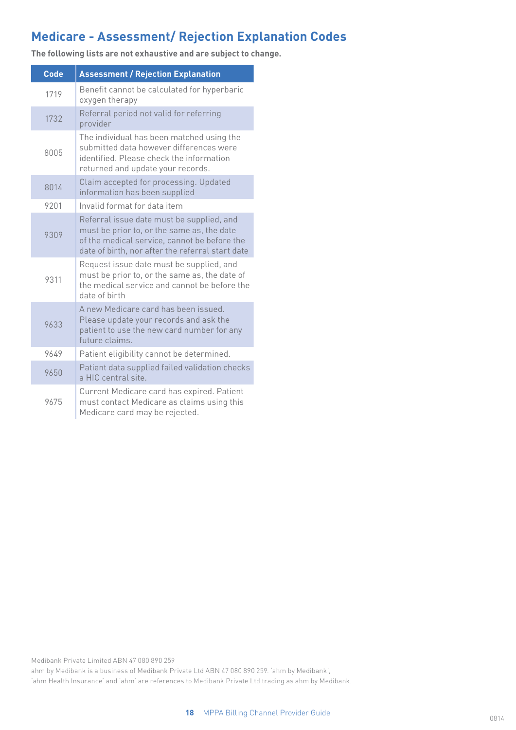## Medicare - Assessment/ Rejection Explanation Codes

**The following lists are not exhaustive and are subject to change.**

| Code | Assessment / Rejection Explanation |
|---|---|
| 1719 | Benefit cannot be calculated for hyperbaric oxygen therapy |
| 1732 | Referral period not valid for referring provider |
| 8005 | The individual has been matched using the submitted data however differences were identified. Please check the information returned and update your records. |
| 8014 | Claim accepted for processing. Updated information has been supplied |
| 9201 | Invalid format for data item |
| 9309 | Referral issue date must be supplied, and must be prior to, or the same as, the date of the medical service, cannot be before the date of birth, nor after the referral start date |
| 9311 | Request issue date must be supplied, and must be prior to, or the same as, the date of the medical service and cannot be before the date of birth |
| 9633 | A new Medicare card has been issued. Please update your records and ask the patient to use the new card number for any future claims. |
| 9649 | Patient eligibility cannot be determined. |
| 9650 | Patient data supplied failed validation checks a HIC central site. |
| 9675 | Current Medicare card has expired. Patient must contact Medicare as claims using this Medicare card may be rejected. |

Medibank Private Limited ABN 47 080 890 259
ahm by Medibank is a business of Medibank Private Ltd ABN 47 080 890 259. 'ahm by Medibank', 'ahm Health Insurance' and 'ahm' are references to Medibank Private Ltd trading as ahm by Medibank.

0814